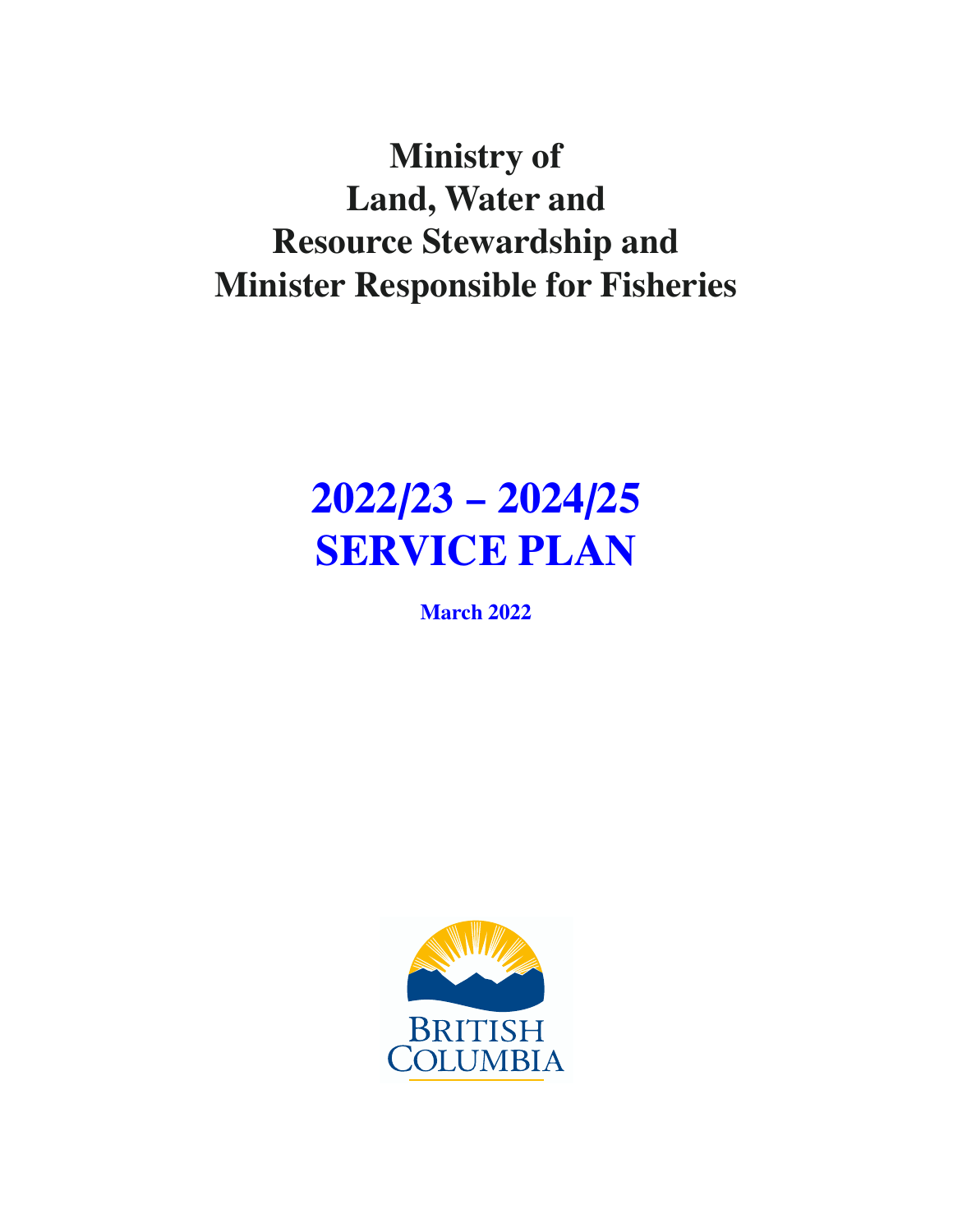# Ministry of Land, Water and Resource Stewardship and Minister Responsible for Fisheries

# 2022/23 – 2024/25 SERVICE PLAN

**March 2022**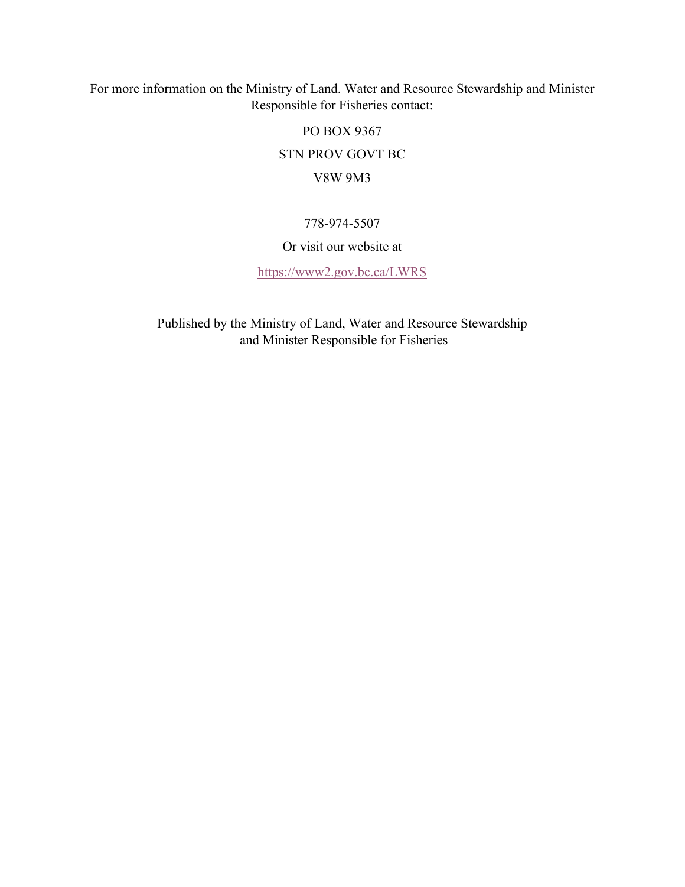For more information on the Ministry of Land. Water and Resource Stewardship and Minister Responsible for Fisheries contact:

PO BOX 9367

STN PROV GOVT BC

V8W 9M3

778-974-5507

Or visit our website at

https://www2.gov.bc.ca/LWRS

Published by the Ministry of Land, Water and Resource Stewardship and Minister Responsible for Fisheries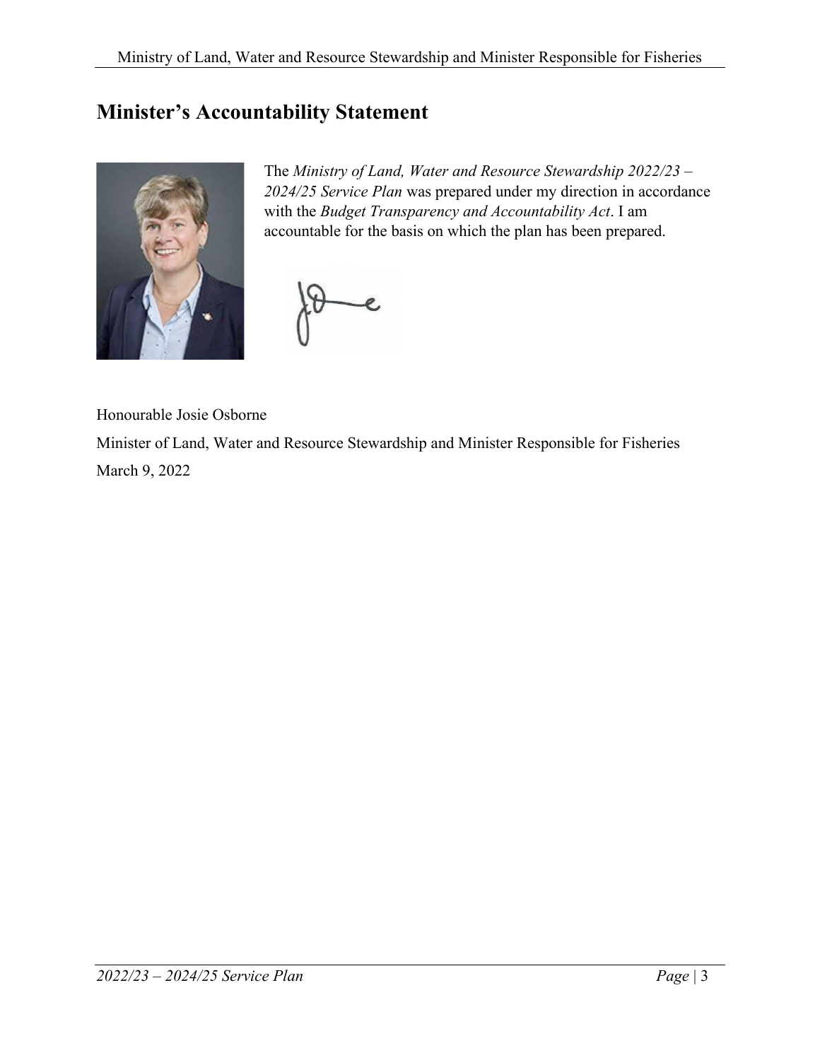## Minister's Accountability Statement

The *Ministry of Land, Water and Resource Stewardship 2022/23 – 2024/25 Service Plan* was prepared under my direction in accordance with the *Budget Transparency and Accountability Act*. I am accountable for the basis on which the plan has been prepared.

Honourable Josie Osborne

Minister of Land, Water and Resource Stewardship and Minister Responsible for Fisheries

March 9, 2022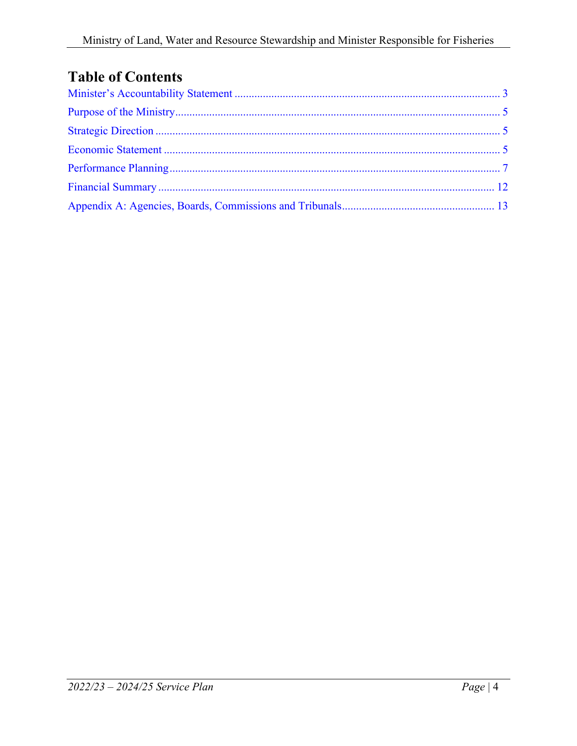# Table of Contents

Minister's Accountability Statement ............................................................................................ 3

Purpose of the Ministry.................................................................................................................. 5

Strategic Direction ......................................................................................................................... 5

Economic Statement ...................................................................................................................... 5

Performance Planning.................................................................................................................... 7

Financial Summary ...................................................................................................................... 12

Appendix A: Agencies, Boards, Commissions and Tribunals..................................................... 13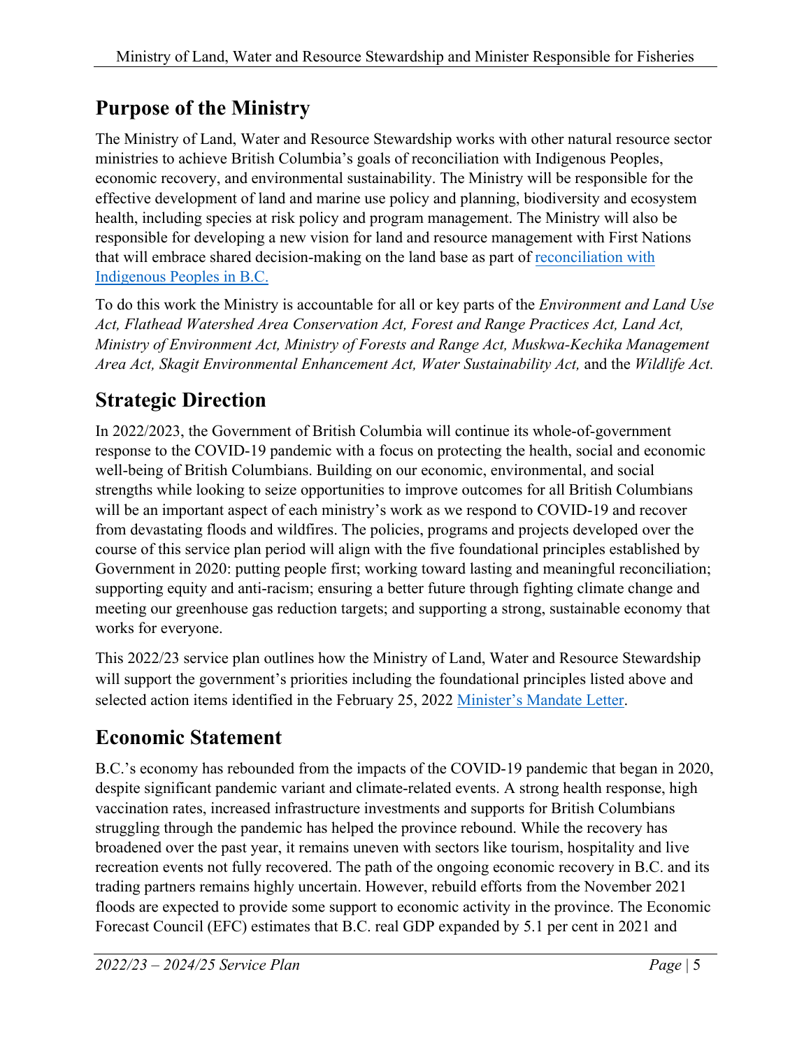## Purpose of the Ministry

The Ministry of Land, Water and Resource Stewardship works with other natural resource sector ministries to achieve British Columbia's goals of reconciliation with Indigenous Peoples, economic recovery, and environmental sustainability. The Ministry will be responsible for the effective development of land and marine use policy and planning, biodiversity and ecosystem health, including species at risk policy and program management. The Ministry will also be responsible for developing a new vision for land and resource management with First Nations that will embrace shared decision-making on the land base as part of [reconciliation with Indigenous Peoples in B.C.](#)

To do this work the Ministry is accountable for all or key parts of the *Environment and Land Use Act, Flathead Watershed Area Conservation Act, Forest and Range Practices Act, Land Act, Ministry of Environment Act, Ministry of Forests and Range Act, Muskwa-Kechika Management Area Act, Skagit Environmental Enhancement Act, Water Sustainability Act,* and the *Wildlife Act.*

## Strategic Direction

In 2022/2023, the Government of British Columbia will continue its whole-of-government response to the COVID-19 pandemic with a focus on protecting the health, social and economic well-being of British Columbians. Building on our economic, environmental, and social strengths while looking to seize opportunities to improve outcomes for all British Columbians will be an important aspect of each ministry's work as we respond to COVID-19 and recover from devastating floods and wildfires. The policies, programs and projects developed over the course of this service plan period will align with the five foundational principles established by Government in 2020: putting people first; working toward lasting and meaningful reconciliation; supporting equity and anti-racism; ensuring a better future through fighting climate change and meeting our greenhouse gas reduction targets; and supporting a strong, sustainable economy that works for everyone.

This 2022/23 service plan outlines how the Ministry of Land, Water and Resource Stewardship will support the government's priorities including the foundational principles listed above and selected action items identified in the February 25, 2022 [Minister's Mandate Letter](#).

## Economic Statement

B.C.'s economy has rebounded from the impacts of the COVID-19 pandemic that began in 2020, despite significant pandemic variant and climate-related events. A strong health response, high vaccination rates, increased infrastructure investments and supports for British Columbians struggling through the pandemic has helped the province rebound. While the recovery has broadened over the past year, it remains uneven with sectors like tourism, hospitality and live recreation events not fully recovered. The path of the ongoing economic recovery in B.C. and its trading partners remains highly uncertain. However, rebuild efforts from the November 2021 floods are expected to provide some support to economic activity in the province. The Economic Forecast Council (EFC) estimates that B.C. real GDP expanded by 5.1 per cent in 2021 and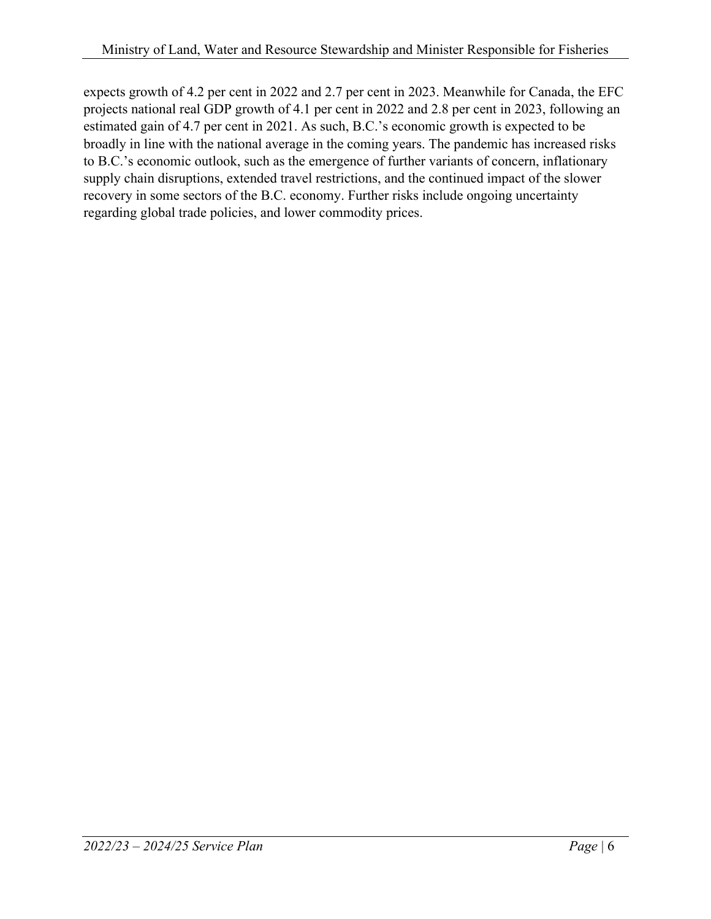expects growth of 4.2 per cent in 2022 and 2.7 per cent in 2023. Meanwhile for Canada, the EFC projects national real GDP growth of 4.1 per cent in 2022 and 2.8 per cent in 2023, following an estimated gain of 4.7 per cent in 2021. As such, B.C.'s economic growth is expected to be broadly in line with the national average in the coming years. The pandemic has increased risks to B.C.'s economic outlook, such as the emergence of further variants of concern, inflationary supply chain disruptions, extended travel restrictions, and the continued impact of the slower recovery in some sectors of the B.C. economy. Further risks include ongoing uncertainty regarding global trade policies, and lower commodity prices.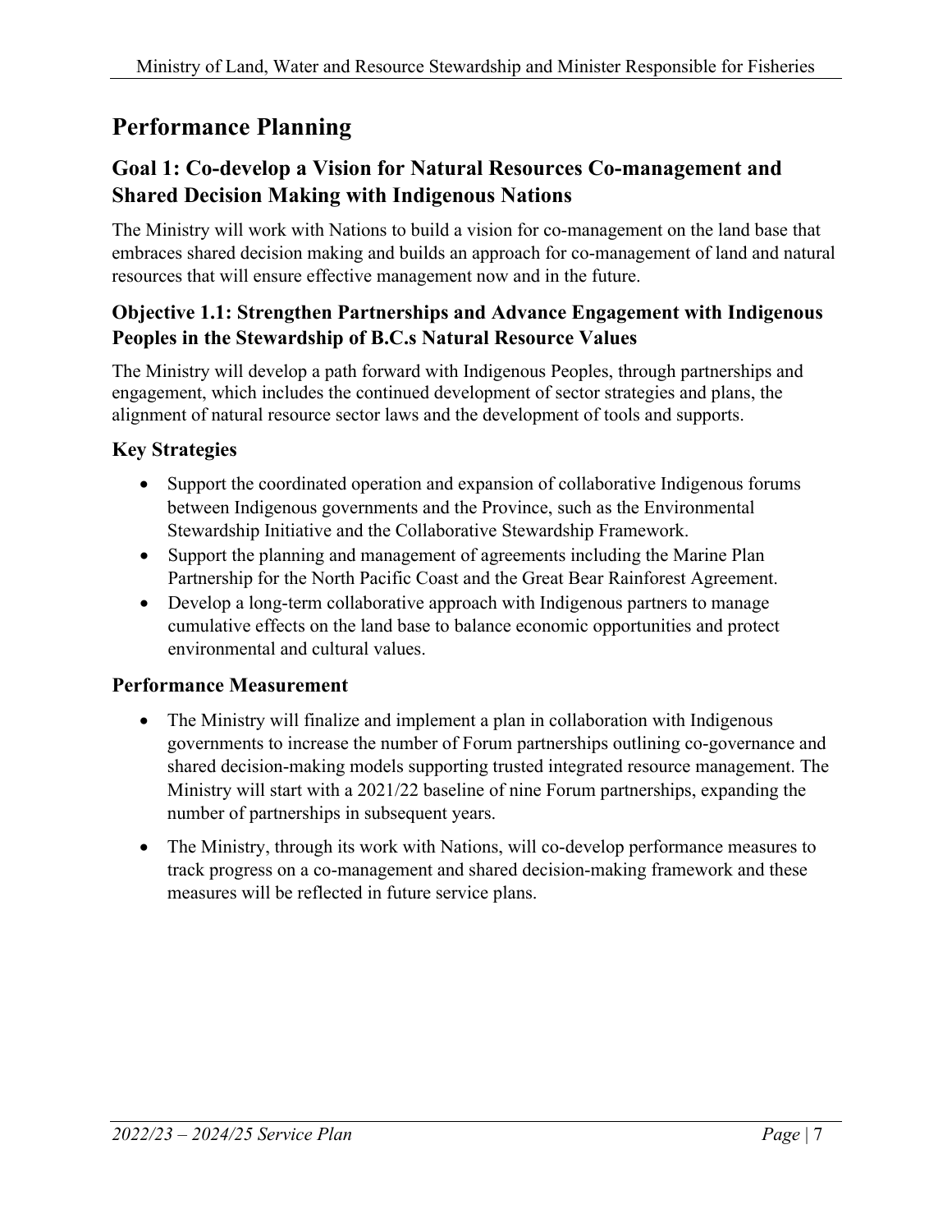# Performance Planning

## Goal 1: Co-develop a Vision for Natural Resources Co-management and Shared Decision Making with Indigenous Nations

The Ministry will work with Nations to build a vision for co-management on the land base that embraces shared decision making and builds an approach for co-management of land and natural resources that will ensure effective management now and in the future.

### Objective 1.1: Strengthen Partnerships and Advance Engagement with Indigenous Peoples in the Stewardship of B.C.s Natural Resource Values

The Ministry will develop a path forward with Indigenous Peoples, through partnerships and engagement, which includes the continued development of sector strategies and plans, the alignment of natural resource sector laws and the development of tools and supports.

### Key Strategies

- Support the coordinated operation and expansion of collaborative Indigenous forums between Indigenous governments and the Province, such as the Environmental Stewardship Initiative and the Collaborative Stewardship Framework.
- Support the planning and management of agreements including the Marine Plan Partnership for the North Pacific Coast and the Great Bear Rainforest Agreement.
- Develop a long-term collaborative approach with Indigenous partners to manage cumulative effects on the land base to balance economic opportunities and protect environmental and cultural values.

### Performance Measurement

- The Ministry will finalize and implement a plan in collaboration with Indigenous governments to increase the number of Forum partnerships outlining co-governance and shared decision-making models supporting trusted integrated resource management. The Ministry will start with a 2021/22 baseline of nine Forum partnerships, expanding the number of partnerships in subsequent years.

- The Ministry, through its work with Nations, will co-develop performance measures to track progress on a co-management and shared decision-making framework and these measures will be reflected in future service plans.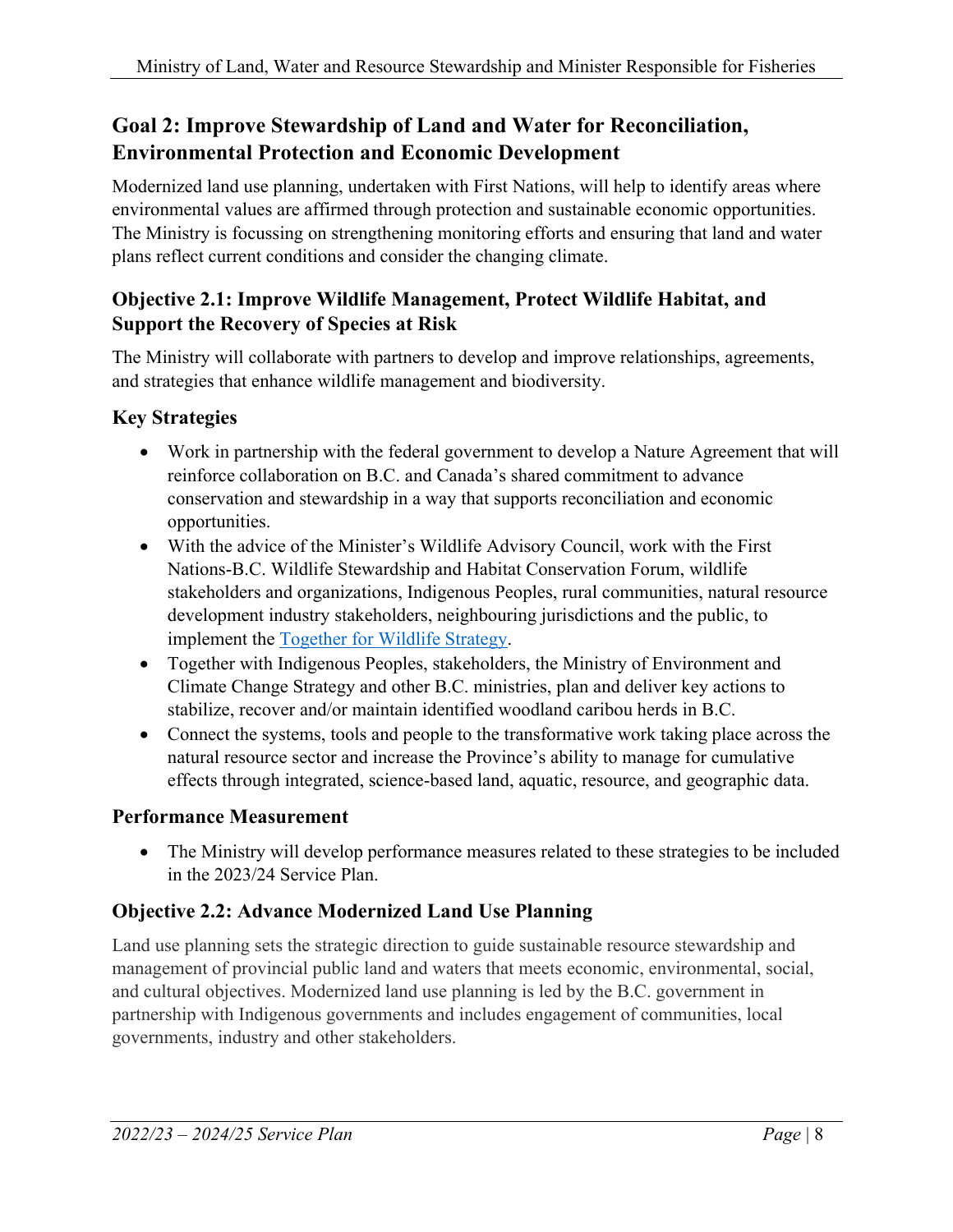## Goal 2: Improve Stewardship of Land and Water for Reconciliation, Environmental Protection and Economic Development

Modernized land use planning, undertaken with First Nations, will help to identify areas where environmental values are affirmed through protection and sustainable economic opportunities. The Ministry is focussing on strengthening monitoring efforts and ensuring that land and water plans reflect current conditions and consider the changing climate.

### Objective 2.1: Improve Wildlife Management, Protect Wildlife Habitat, and Support the Recovery of Species at Risk

The Ministry will collaborate with partners to develop and improve relationships, agreements, and strategies that enhance wildlife management and biodiversity.

### Key Strategies

- Work in partnership with the federal government to develop a Nature Agreement that will reinforce collaboration on B.C. and Canada's shared commitment to advance conservation and stewardship in a way that supports reconciliation and economic opportunities.
- With the advice of the Minister's Wildlife Advisory Council, work with the First Nations-B.C. Wildlife Stewardship and Habitat Conservation Forum, wildlife stakeholders and organizations, Indigenous Peoples, rural communities, natural resource development industry stakeholders, neighbouring jurisdictions and the public, to implement the Together for Wildlife Strategy.
- Together with Indigenous Peoples, stakeholders, the Ministry of Environment and Climate Change Strategy and other B.C. ministries, plan and deliver key actions to stabilize, recover and/or maintain identified woodland caribou herds in B.C.
- Connect the systems, tools and people to the transformative work taking place across the natural resource sector and increase the Province's ability to manage for cumulative effects through integrated, science-based land, aquatic, resource, and geographic data.

### Performance Measurement

- The Ministry will develop performance measures related to these strategies to be included in the 2023/24 Service Plan.

### Objective 2.2: Advance Modernized Land Use Planning

Land use planning sets the strategic direction to guide sustainable resource stewardship and management of provincial public land and waters that meets economic, environmental, social, and cultural objectives. Modernized land use planning is led by the B.C. government in partnership with Indigenous governments and includes engagement of communities, local governments, industry and other stakeholders.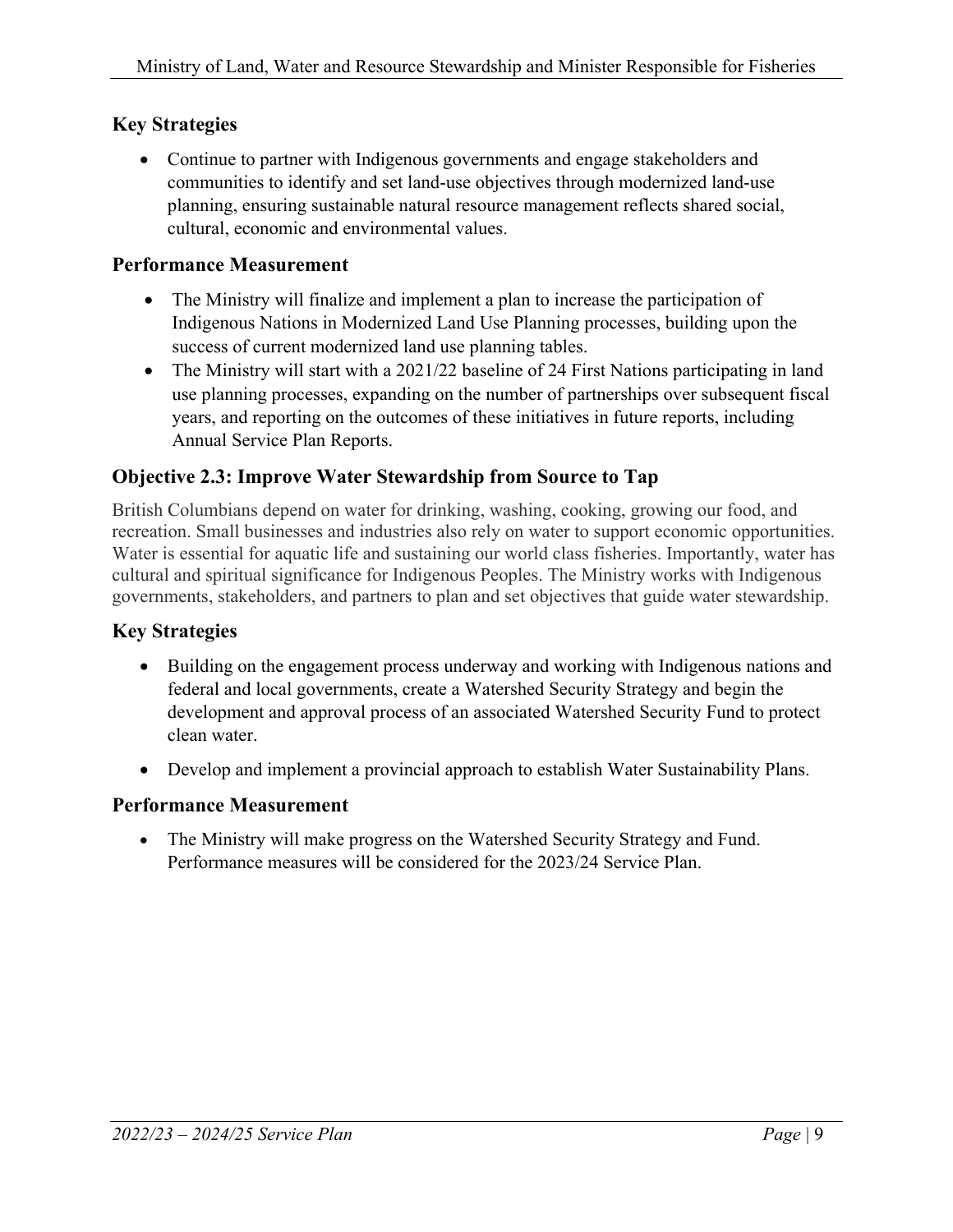### Key Strategies

- Continue to partner with Indigenous governments and engage stakeholders and communities to identify and set land-use objectives through modernized land-use planning, ensuring sustainable natural resource management reflects shared social, cultural, economic and environmental values.

### Performance Measurement

- The Ministry will finalize and implement a plan to increase the participation of Indigenous Nations in Modernized Land Use Planning processes, building upon the success of current modernized land use planning tables.
- The Ministry will start with a 2021/22 baseline of 24 First Nations participating in land use planning processes, expanding on the number of partnerships over subsequent fiscal years, and reporting on the outcomes of these initiatives in future reports, including Annual Service Plan Reports.

## Objective 2.3: Improve Water Stewardship from Source to Tap

British Columbians depend on water for drinking, washing, cooking, growing our food, and recreation. Small businesses and industries also rely on water to support economic opportunities. Water is essential for aquatic life and sustaining our world class fisheries. Importantly, water has cultural and spiritual significance for Indigenous Peoples. The Ministry works with Indigenous governments, stakeholders, and partners to plan and set objectives that guide water stewardship.

### Key Strategies

- Building on the engagement process underway and working with Indigenous nations and federal and local governments, create a Watershed Security Strategy and begin the development and approval process of an associated Watershed Security Fund to protect clean water.
- Develop and implement a provincial approach to establish Water Sustainability Plans.

### Performance Measurement

- The Ministry will make progress on the Watershed Security Strategy and Fund. Performance measures will be considered for the 2023/24 Service Plan.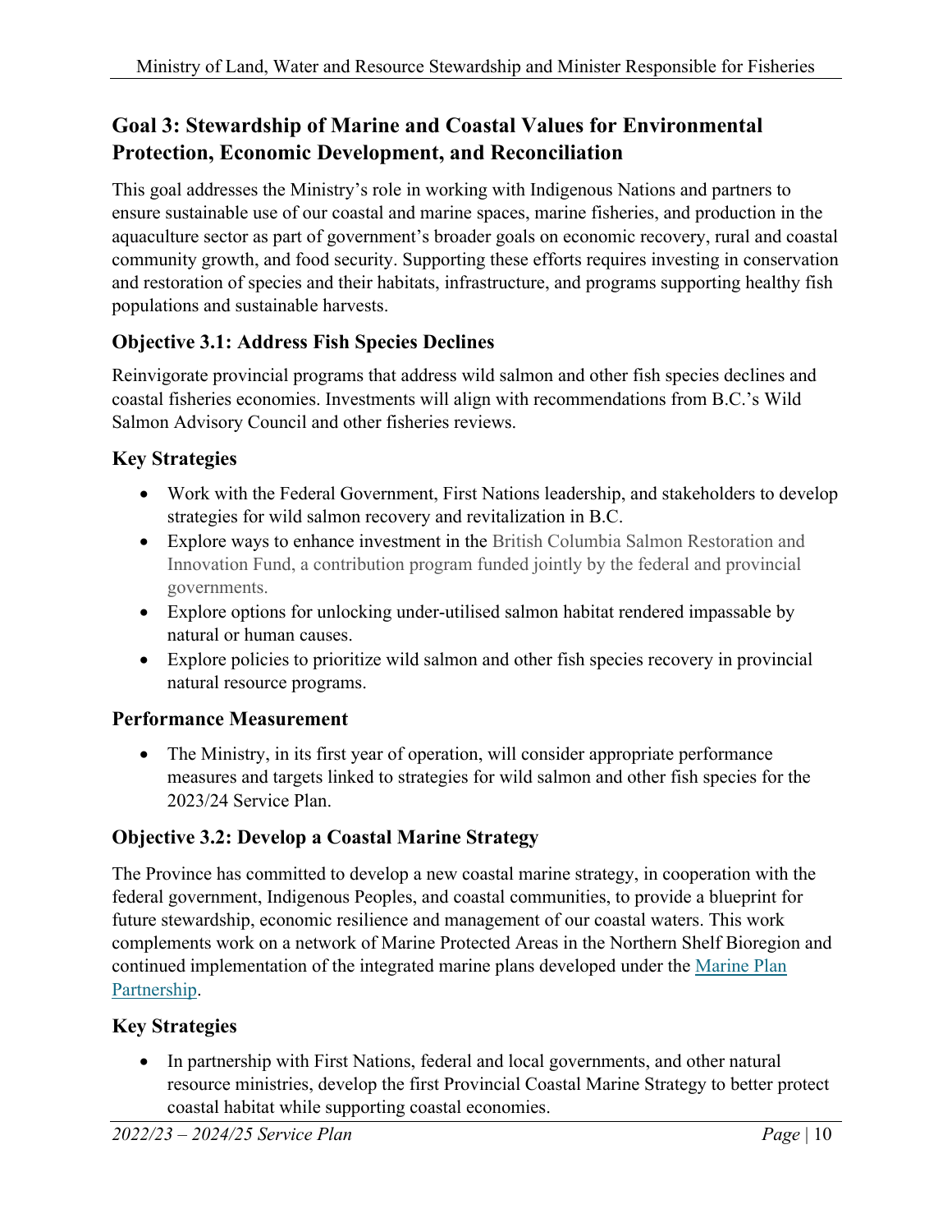## Goal 3: Stewardship of Marine and Coastal Values for Environmental Protection, Economic Development, and Reconciliation

This goal addresses the Ministry's role in working with Indigenous Nations and partners to ensure sustainable use of our coastal and marine spaces, marine fisheries, and production in the aquaculture sector as part of government's broader goals on economic recovery, rural and coastal community growth, and food security. Supporting these efforts requires investing in conservation and restoration of species and their habitats, infrastructure, and programs supporting healthy fish populations and sustainable harvests.

### Objective 3.1: Address Fish Species Declines

Reinvigorate provincial programs that address wild salmon and other fish species declines and coastal fisheries economies. Investments will align with recommendations from B.C.'s Wild Salmon Advisory Council and other fisheries reviews.

### Key Strategies

- Work with the Federal Government, First Nations leadership, and stakeholders to develop strategies for wild salmon recovery and revitalization in B.C.
- Explore ways to enhance investment in the British Columbia Salmon Restoration and Innovation Fund, a contribution program funded jointly by the federal and provincial governments.
- Explore options for unlocking under-utilised salmon habitat rendered impassable by natural or human causes.
- Explore policies to prioritize wild salmon and other fish species recovery in provincial natural resource programs.

### Performance Measurement

- The Ministry, in its first year of operation, will consider appropriate performance measures and targets linked to strategies for wild salmon and other fish species for the 2023/24 Service Plan.

### Objective 3.2: Develop a Coastal Marine Strategy

The Province has committed to develop a new coastal marine strategy, in cooperation with the federal government, Indigenous Peoples, and coastal communities, to provide a blueprint for future stewardship, economic resilience and management of our coastal waters. This work complements work on a network of Marine Protected Areas in the Northern Shelf Bioregion and continued implementation of the integrated marine plans developed under the Marine Plan Partnership.

### Key Strategies

- In partnership with First Nations, federal and local governments, and other natural resource ministries, develop the first Provincial Coastal Marine Strategy to better protect coastal habitat while supporting coastal economies.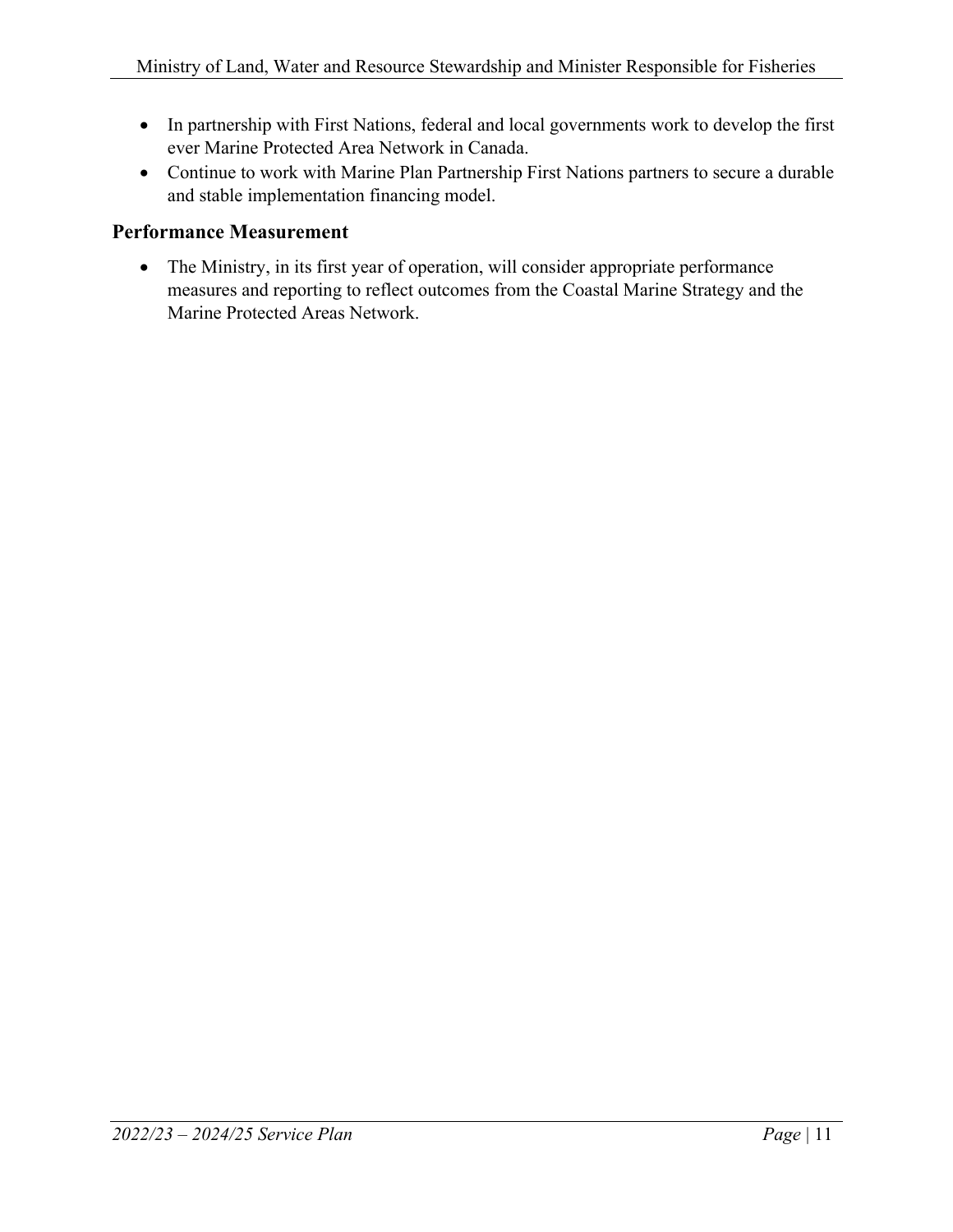- In partnership with First Nations, federal and local governments work to develop the first ever Marine Protected Area Network in Canada.
- Continue to work with Marine Plan Partnership First Nations partners to secure a durable and stable implementation financing model.

## Performance Measurement

- The Ministry, in its first year of operation, will consider appropriate performance measures and reporting to reflect outcomes from the Coastal Marine Strategy and the Marine Protected Areas Network.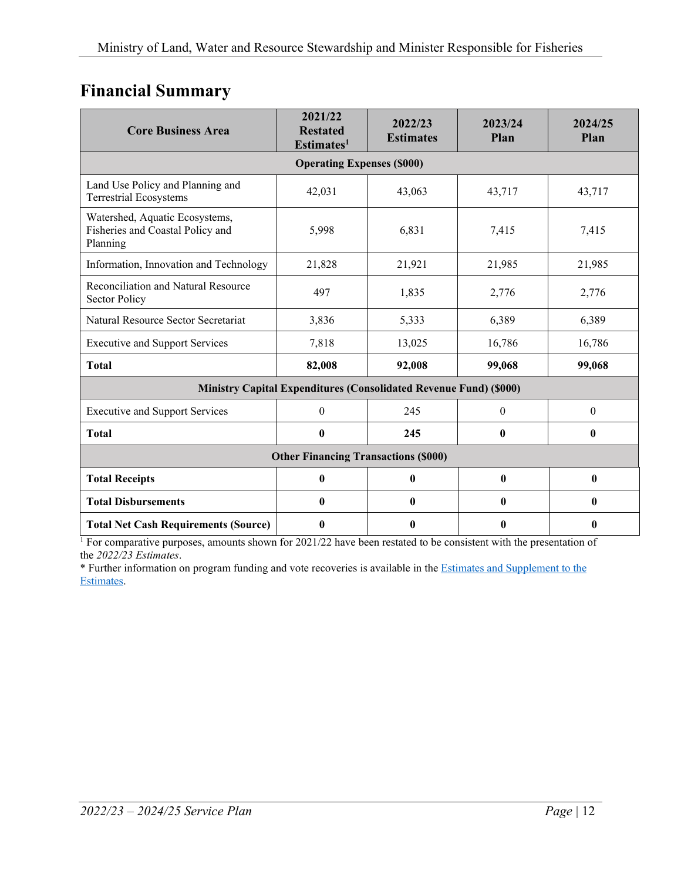## Financial Summary

| Core Business Area | 2021/22 Restated Estimates[1] | 2022/23 Estimates | 2023/24 Plan | 2024/25 Plan |
|---|---|---|---|---|
| **Operating Expenses ($000)** | | | | |
| Land Use Policy and Planning and Terrestrial Ecosystems | 42,031 | 43,063 | 43,717 | 43,717 |
| Watershed, Aquatic Ecosystems, Fisheries and Coastal Policy and Planning | 5,998 | 6,831 | 7,415 | 7,415 |
| Information, Innovation and Technology | 21,828 | 21,921 | 21,985 | 21,985 |
| Reconciliation and Natural Resource Sector Policy | 497 | 1,835 | 2,776 | 2,776 |
| Natural Resource Sector Secretariat | 3,836 | 5,333 | 6,389 | 6,389 |
| Executive and Support Services | 7,818 | 13,025 | 16,786 | 16,786 |
| **Total** | **82,008** | **92,008** | **99,068** | **99,068** |
| **Ministry Capital Expenditures (Consolidated Revenue Fund) ($000)** | | | | |
| Executive and Support Services | 0 | 245 | 0 | 0 |
| **Total** | **0** | **245** | **0** | **0** |
| **Other Financing Transactions ($000)** | | | | |
| **Total Receipts** | **0** | **0** | **0** | **0** |
| **Total Disbursements** | **0** | **0** | **0** | **0** |
| **Total Net Cash Requirements (Source)** | **0** | **0** | **0** | **0** |

[1] For comparative purposes, amounts shown for 2021/22 have been restated to be consistent with the presentation of the *2022/23 Estimates*.

* Further information on program funding and vote recoveries is available in the Estimates and Supplement to the Estimates.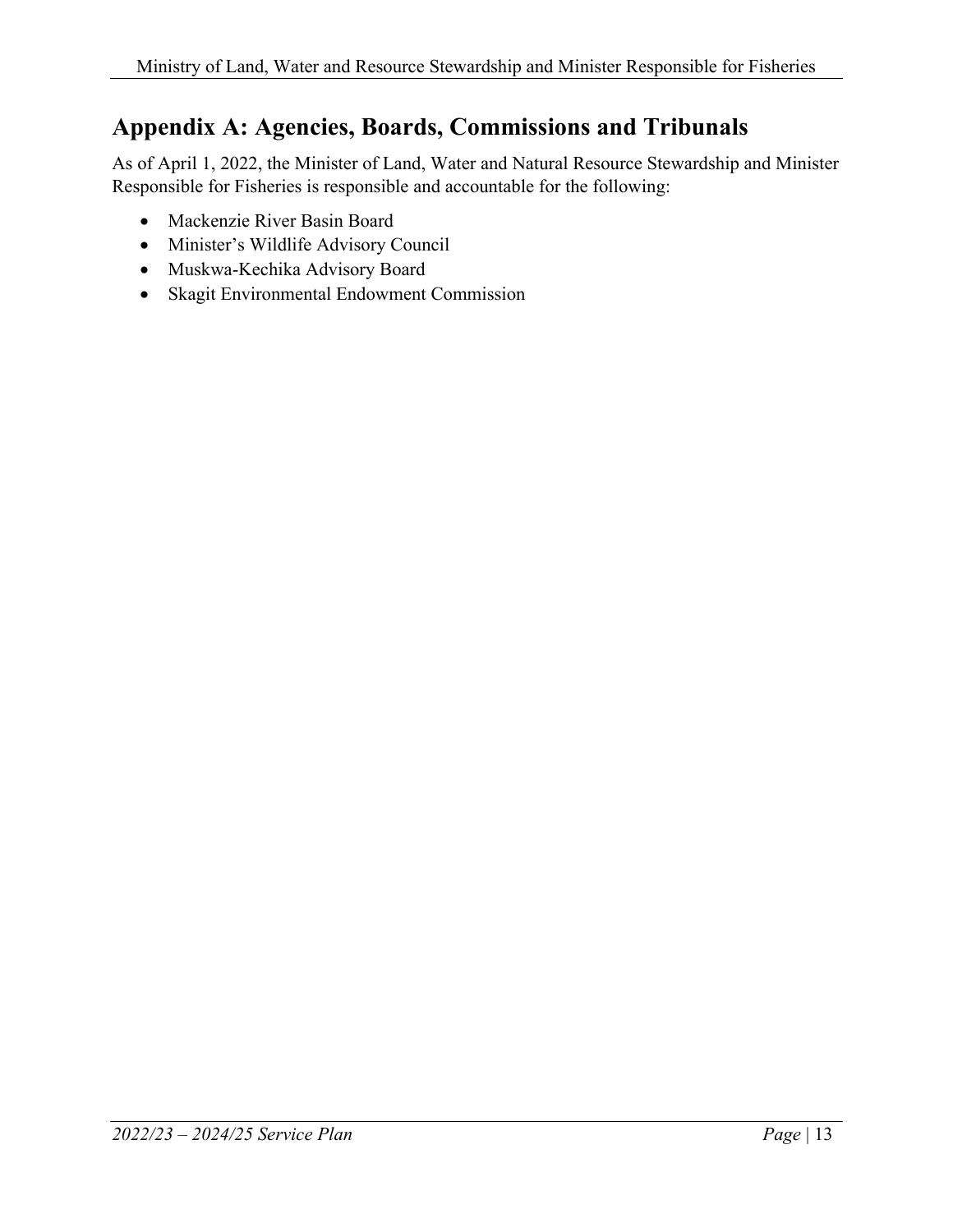## Appendix A: Agencies, Boards, Commissions and Tribunals

As of April 1, 2022, the Minister of Land, Water and Natural Resource Stewardship and Minister Responsible for Fisheries is responsible and accountable for the following:

- Mackenzie River Basin Board
- Minister's Wildlife Advisory Council
- Muskwa-Kechika Advisory Board
- Skagit Environmental Endowment Commission